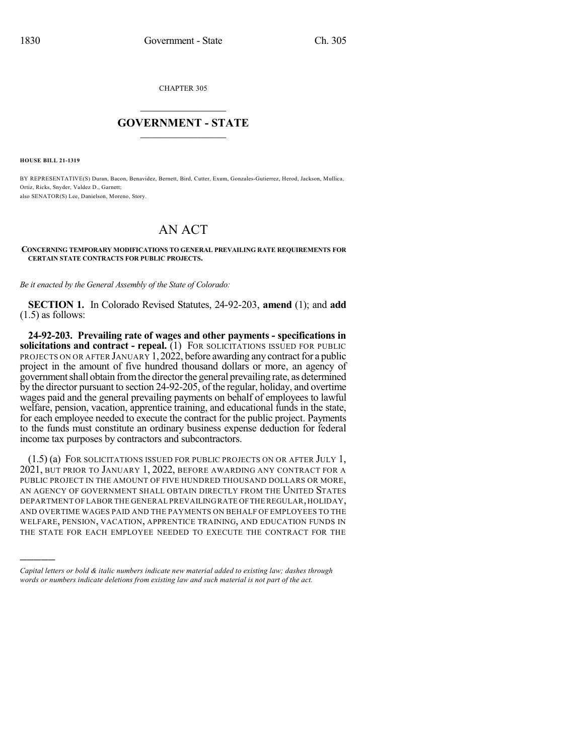CHAPTER 305

# GOVERNMENT - STATE

**HOUSE BILL 21-1319**

BY REPRESENTATIVE(S) Duran, Bacon, Benavidez, Bernett, Bird, Cutter, Exum, Gonzales-Gutierrez, Herod, Jackson, Mullica, Ortiz, Ricks, Snyder, Valdez D., Garnett;
also SENATOR(S) Lee, Danielson, Moreno, Story.

# AN ACT

**CONCERNING TEMPORARY MODIFICATIONS TO GENERAL PREVAILING RATE REQUIREMENTS FOR CERTAIN STATE CONTRACTS FOR PUBLIC PROJECTS.**

*Be it enacted by the General Assembly of the State of Colorado:*

**SECTION 1.** In Colorado Revised Statutes, 24-92-203, **amend** (1); and **add** (1.5) as follows:

**24-92-203. Prevailing rate of wages and other payments - specifications in solicitations and contract - repeal.** (1) FOR SOLICITATIONS ISSUED FOR PUBLIC PROJECTS ON OR AFTER JANUARY 1, 2022, before awarding any contract for a public project in the amount of five hundred thousand dollars or more, an agency of government shall obtain from the director the general prevailing rate, as determined by the director pursuant to section 24-92-205, of the regular, holiday, and overtime wages paid and the general prevailing payments on behalf of employees to lawful welfare, pension, vacation, apprentice training, and educational funds in the state, for each employee needed to execute the contract for the public project. Payments to the funds must constitute an ordinary business expense deduction for federal income tax purposes by contractors and subcontractors.

(1.5) (a) FOR SOLICITATIONS ISSUED FOR PUBLIC PROJECTS ON OR AFTER JULY 1, 2021, BUT PRIOR TO JANUARY 1, 2022, BEFORE AWARDING ANY CONTRACT FOR A PUBLIC PROJECT IN THE AMOUNT OF FIVE HUNDRED THOUSAND DOLLARS OR MORE, AN AGENCY OF GOVERNMENT SHALL OBTAIN DIRECTLY FROM THE UNITED STATES DEPARTMENT OF LABOR THE GENERAL PREVAILING RATE OF THE REGULAR, HOLIDAY, AND OVERTIME WAGES PAID AND THE PAYMENTS ON BEHALF OF EMPLOYEES TO THE WELFARE, PENSION, VACATION, APPRENTICE TRAINING, AND EDUCATION FUNDS IN THE STATE FOR EACH EMPLOYEE NEEDED TO EXECUTE THE CONTRACT FOR THE

---

*Capital letters or bold & italic numbers indicate new material added to existing law; dashes through words or numbers indicate deletions from existing law and such material is not part of the act.*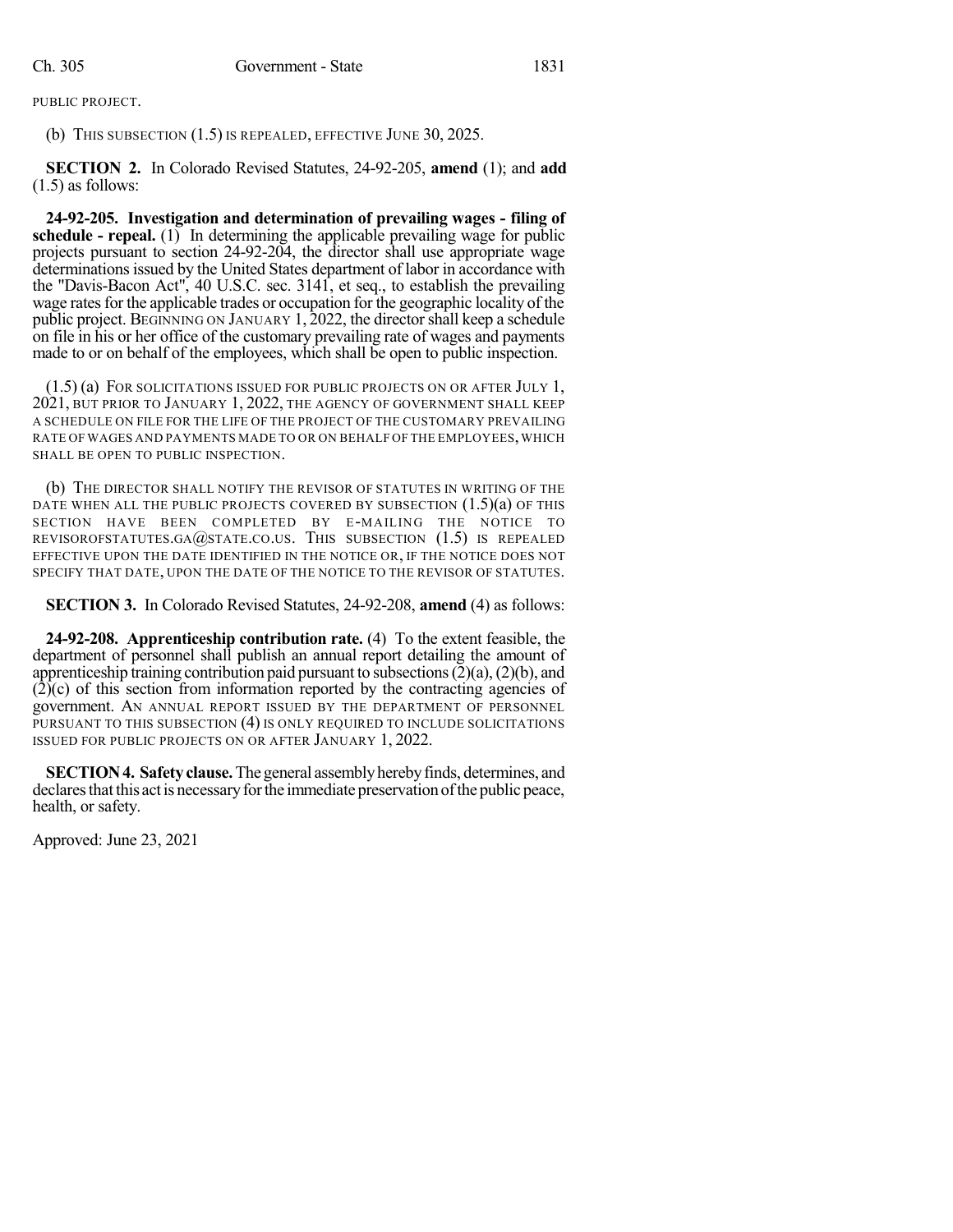PUBLIC PROJECT.

(b) THIS SUBSECTION (1.5) IS REPEALED, EFFECTIVE JUNE 30, 2025.

**SECTION 2.** In Colorado Revised Statutes, 24-92-205, **amend** (1); and **add** (1.5) as follows:

**24-92-205. Investigation and determination of prevailing wages - filing of schedule - repeal.** (1) In determining the applicable prevailing wage for public projects pursuant to section 24-92-204, the director shall use appropriate wage determinations issued by the United States department of labor in accordance with the "Davis-Bacon Act", 40 U.S.C. sec. 3141, et seq., to establish the prevailing wage rates for the applicable trades or occupation for the geographic locality of the public project. BEGINNING ON JANUARY 1, 2022, the director shall keep a schedule on file in his or her office of the customary prevailing rate of wages and payments made to or on behalf of the employees, which shall be open to public inspection.

(1.5) (a) FOR SOLICITATIONS ISSUED FOR PUBLIC PROJECTS ON OR AFTER JULY 1, 2021, BUT PRIOR TO JANUARY 1, 2022, THE AGENCY OF GOVERNMENT SHALL KEEP A SCHEDULE ON FILE FOR THE LIFE OF THE PROJECT OF THE CUSTOMARY PREVAILING RATE OF WAGES AND PAYMENTS MADE TO OR ON BEHALF OF THE EMPLOYEES, WHICH SHALL BE OPEN TO PUBLIC INSPECTION.

(b) THE DIRECTOR SHALL NOTIFY THE REVISOR OF STATUTES IN WRITING OF THE DATE WHEN ALL THE PUBLIC PROJECTS COVERED BY SUBSECTION (1.5)(a) OF THIS SECTION HAVE BEEN COMPLETED BY E-MAILING THE NOTICE TO REVISOROFSTATUTES.GA@STATE.CO.US. THIS SUBSECTION (1.5) IS REPEALED EFFECTIVE UPON THE DATE IDENTIFIED IN THE NOTICE OR, IF THE NOTICE DOES NOT SPECIFY THAT DATE, UPON THE DATE OF THE NOTICE TO THE REVISOR OF STATUTES.

**SECTION 3.** In Colorado Revised Statutes, 24-92-208, **amend** (4) as follows:

**24-92-208. Apprenticeship contribution rate.** (4) To the extent feasible, the department of personnel shall publish an annual report detailing the amount of apprenticeship training contribution paid pursuant to subsections (2)(a), (2)(b), and (2)(c) of this section from information reported by the contracting agencies of government. AN ANNUAL REPORT ISSUED BY THE DEPARTMENT OF PERSONNEL PURSUANT TO THIS SUBSECTION (4) IS ONLY REQUIRED TO INCLUDE SOLICITATIONS ISSUED FOR PUBLIC PROJECTS ON OR AFTER JANUARY 1, 2022.

**SECTION 4. Safety clause.** The general assembly hereby finds, determines, and declares that this act is necessary for the immediate preservation of the public peace, health, or safety.

Approved: June 23, 2021